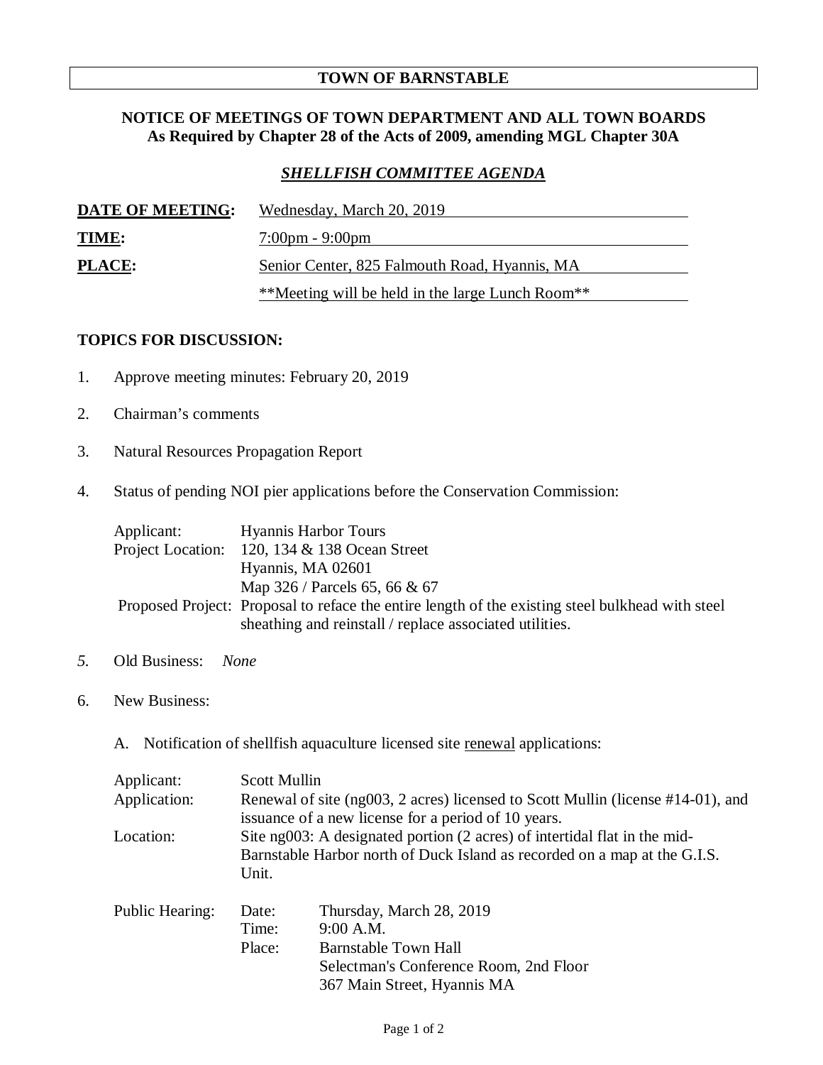# TOWN OF BARNSTABLE

## NOTICE OF MEETINGS OF TOWN DEPARTMENT AND ALL TOWN BOARDS
**As Required by Chapter 28 of the Acts of 2009, amending MGL Chapter 30A**

## *SHELLFISH COMMITTEE AGENDA*

**DATE OF MEETING:** Wednesday, March 20, 2019

**TIME:** 7:00pm - 9:00pm

**PLACE:** Senior Center, 825 Falmouth Road, Hyannis, MA
**Meeting will be held in the large Lunch Room**

### TOPICS FOR DISCUSSION:

1. Approve meeting minutes: February 20, 2019

2. Chairman's comments

3. Natural Resources Propagation Report

4. Status of pending NOI pier applications before the Conservation Commission:

   Applicant: Hyannis Harbor Tours
   Project Location: 120, 134 & 138 Ocean Street
   Hyannis, MA 02601
   Map 326 / Parcels 65, 66 & 67
   Proposed Project: Proposal to reface the entire length of the existing steel bulkhead with steel sheathing and reinstall / replace associated utilities.

5. Old Business: *None*

6. New Business:

   A. Notification of shellfish aquaculture licensed site renewal applications:

   Applicant: Scott Mullin
   Application: Renewal of site (ng003, 2 acres) licensed to Scott Mullin (license #14-01), and issuance of a new license for a period of 10 years.
   Location: Site ng003: A designated portion (2 acres) of intertidal flat in the mid-Barnstable Harbor north of Duck Island as recorded on a map at the G.I.S. Unit.

   Public Hearing:
   Date: Thursday, March 28, 2019
   Time: 9:00 A.M.
   Place: Barnstable Town Hall
   Selectman's Conference Room, 2nd Floor
   367 Main Street, Hyannis MA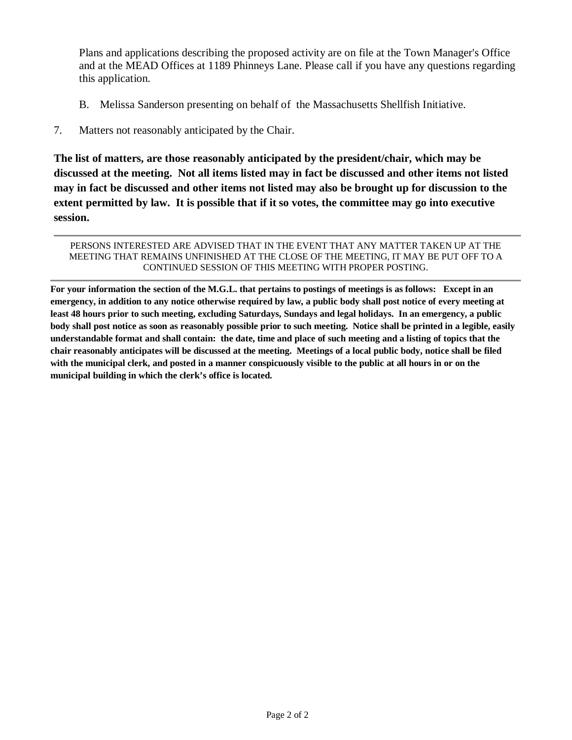Plans and applications describing the proposed activity are on file at the Town Manager's Office and at the MEAD Offices at 1189 Phinneys Lane. Please call if you have any questions regarding this application.

B. Melissa Sanderson presenting on behalf of the Massachusetts Shellfish Initiative.

7. Matters not reasonably anticipated by the Chair.

**The list of matters, are those reasonably anticipated by the president/chair, which may be discussed at the meeting. Not all items listed may in fact be discussed and other items not listed may in fact be discussed and other items not listed may also be brought up for discussion to the extent permitted by law. It is possible that if it so votes, the committee may go into executive session.**

---

PERSONS INTERESTED ARE ADVISED THAT IN THE EVENT THAT ANY MATTER TAKEN UP AT THE MEETING THAT REMAINS UNFINISHED AT THE CLOSE OF THE MEETING, IT MAY BE PUT OFF TO A CONTINUED SESSION OF THIS MEETING WITH PROPER POSTING.

---

**For your information the section of the M.G.L. that pertains to postings of meetings is as follows: Except in an emergency, in addition to any notice otherwise required by law, a public body shall post notice of every meeting at least 48 hours prior to such meeting, excluding Saturdays, Sundays and legal holidays. In an emergency, a public body shall post notice as soon as reasonably possible prior to such meeting. Notice shall be printed in a legible, easily understandable format and shall contain: the date, time and place of such meeting and a listing of topics that the chair reasonably anticipates will be discussed at the meeting. Meetings of a local public body, notice shall be filed with the municipal clerk, and posted in a manner conspicuously visible to the public at all hours in or on the municipal building in which the clerk's office is located.**